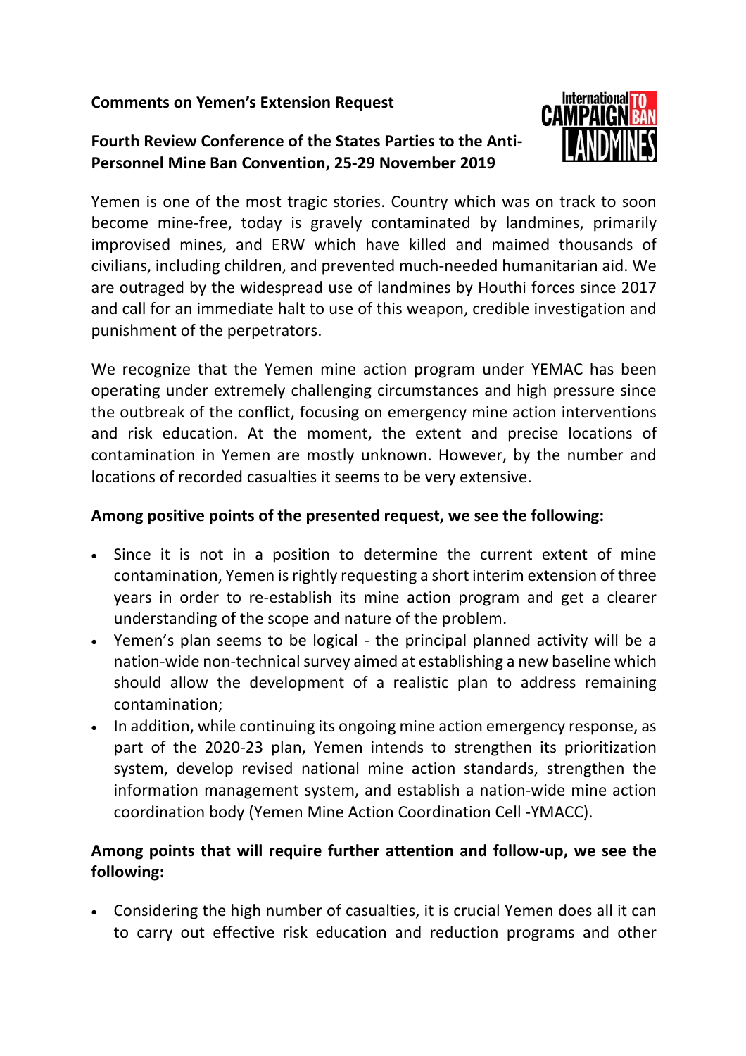**Comments on Yemen's Extension Request**

**Fourth Review Conference of the States Parties to the Anti-Personnel Mine Ban Convention, 25-29 November 2019**

Yemen is one of the most tragic stories. Country which was on track to soon become mine-free, today is gravely contaminated by landmines, primarily improvised mines, and ERW which have killed and maimed thousands of civilians, including children, and prevented much-needed humanitarian aid. We are outraged by the widespread use of landmines by Houthi forces since 2017 and call for an immediate halt to use of this weapon, credible investigation and punishment of the perpetrators.

We recognize that the Yemen mine action program under YEMAC has been operating under extremely challenging circumstances and high pressure since the outbreak of the conflict, focusing on emergency mine action interventions and risk education. At the moment, the extent and precise locations of contamination in Yemen are mostly unknown. However, by the number and locations of recorded casualties it seems to be very extensive.

**Among positive points of the presented request, we see the following:**

- Since it is not in a position to determine the current extent of mine contamination, Yemen is rightly requesting a short interim extension of three years in order to re-establish its mine action program and get a clearer understanding of the scope and nature of the problem.
- Yemen's plan seems to be logical - the principal planned activity will be a nation-wide non-technical survey aimed at establishing a new baseline which should allow the development of a realistic plan to address remaining contamination;
- In addition, while continuing its ongoing mine action emergency response, as part of the 2020-23 plan, Yemen intends to strengthen its prioritization system, develop revised national mine action standards, strengthen the information management system, and establish a nation-wide mine action coordination body (Yemen Mine Action Coordination Cell -YMACC).

**Among points that will require further attention and follow-up, we see the following:**

- Considering the high number of casualties, it is crucial Yemen does all it can to carry out effective risk education and reduction programs and other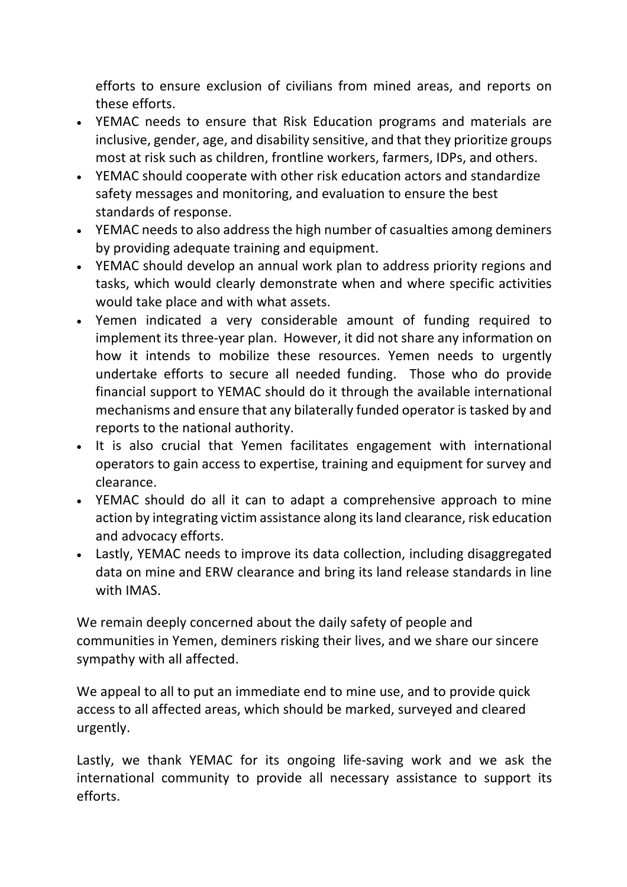efforts to ensure exclusion of civilians from mined areas, and reports on these efforts.

- YEMAC needs to ensure that Risk Education programs and materials are inclusive, gender, age, and disability sensitive, and that they prioritize groups most at risk such as children, frontline workers, farmers, IDPs, and others.
- YEMAC should cooperate with other risk education actors and standardize safety messages and monitoring, and evaluation to ensure the best standards of response.
- YEMAC needs to also address the high number of casualties among deminers by providing adequate training and equipment.
- YEMAC should develop an annual work plan to address priority regions and tasks, which would clearly demonstrate when and where specific activities would take place and with what assets.
- Yemen indicated a very considerable amount of funding required to implement its three-year plan. However, it did not share any information on how it intends to mobilize these resources. Yemen needs to urgently undertake efforts to secure all needed funding. Those who do provide financial support to YEMAC should do it through the available international mechanisms and ensure that any bilaterally funded operator is tasked by and reports to the national authority.
- It is also crucial that Yemen facilitates engagement with international operators to gain access to expertise, training and equipment for survey and clearance.
- YEMAC should do all it can to adapt a comprehensive approach to mine action by integrating victim assistance along its land clearance, risk education and advocacy efforts.
- Lastly, YEMAC needs to improve its data collection, including disaggregated data on mine and ERW clearance and bring its land release standards in line with IMAS.

We remain deeply concerned about the daily safety of people and communities in Yemen, deminers risking their lives, and we share our sincere sympathy with all affected.

We appeal to all to put an immediate end to mine use, and to provide quick access to all affected areas, which should be marked, surveyed and cleared urgently.

Lastly, we thank YEMAC for its ongoing life-saving work and we ask the international community to provide all necessary assistance to support its efforts.